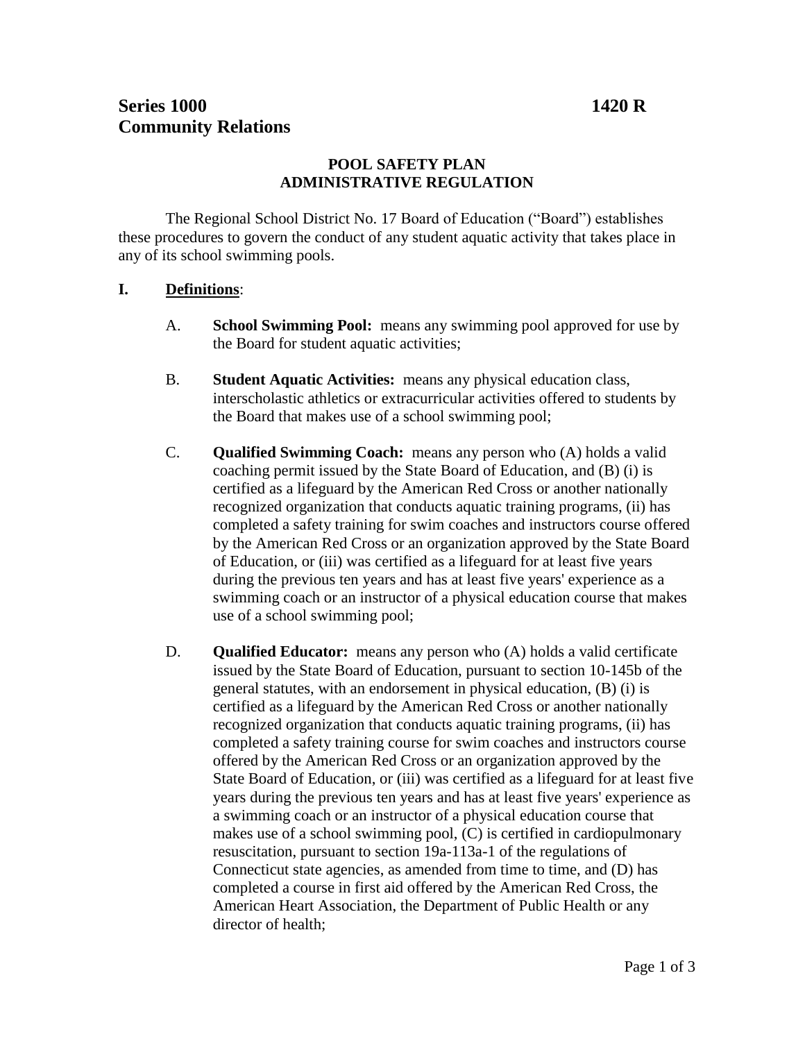**Series 1000** **1420 R**
**Community Relations**

## POOL SAFETY PLAN
## ADMINISTRATIVE REGULATION

The Regional School District No. 17 Board of Education ("Board") establishes these procedures to govern the conduct of any student aquatic activity that takes place in any of its school swimming pools.

**I. Definitions**:

A. **School Swimming Pool:** means any swimming pool approved for use by the Board for student aquatic activities;

B. **Student Aquatic Activities:** means any physical education class, interscholastic athletics or extracurricular activities offered to students by the Board that makes use of a school swimming pool;

C. **Qualified Swimming Coach:** means any person who (A) holds a valid coaching permit issued by the State Board of Education, and (B) (i) is certified as a lifeguard by the American Red Cross or another nationally recognized organization that conducts aquatic training programs, (ii) has completed a safety training for swim coaches and instructors course offered by the American Red Cross or an organization approved by the State Board of Education, or (iii) was certified as a lifeguard for at least five years during the previous ten years and has at least five years' experience as a swimming coach or an instructor of a physical education course that makes use of a school swimming pool;

D. **Qualified Educator:** means any person who (A) holds a valid certificate issued by the State Board of Education, pursuant to section 10-145b of the general statutes, with an endorsement in physical education, (B) (i) is certified as a lifeguard by the American Red Cross or another nationally recognized organization that conducts aquatic training programs, (ii) has completed a safety training course for swim coaches and instructors course offered by the American Red Cross or an organization approved by the State Board of Education, or (iii) was certified as a lifeguard for at least five years during the previous ten years and has at least five years' experience as a swimming coach or an instructor of a physical education course that makes use of a school swimming pool, (C) is certified in cardiopulmonary resuscitation, pursuant to section 19a-113a-1 of the regulations of Connecticut state agencies, as amended from time to time, and (D) has completed a course in first aid offered by the American Red Cross, the American Heart Association, the Department of Public Health or any director of health;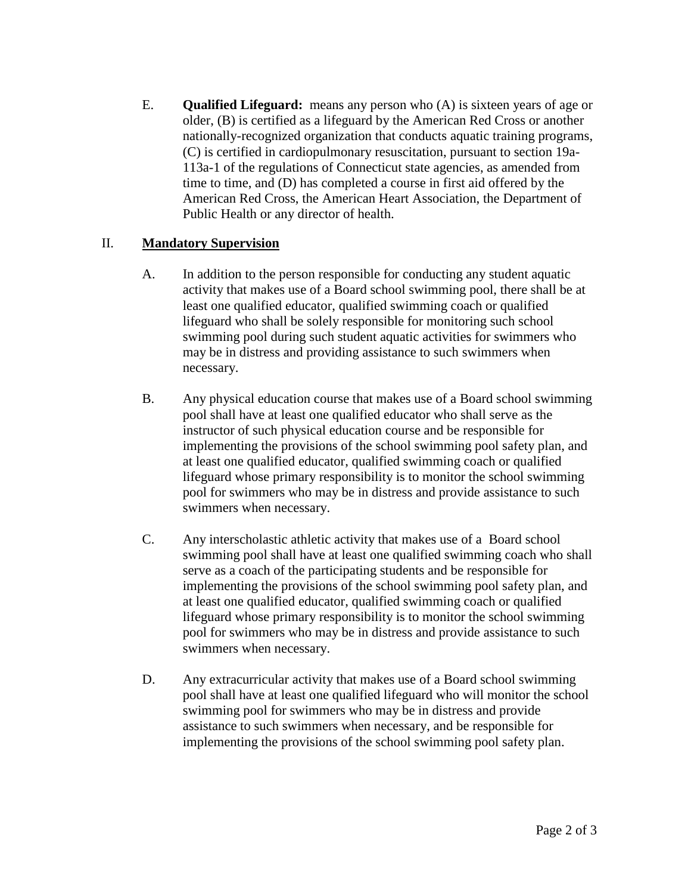E. **Qualified Lifeguard:** means any person who (A) is sixteen years of age or older, (B) is certified as a lifeguard by the American Red Cross or another nationally-recognized organization that conducts aquatic training programs, (C) is certified in cardiopulmonary resuscitation, pursuant to section 19a-113a-1 of the regulations of Connecticut state agencies, as amended from time to time, and (D) has completed a course in first aid offered by the American Red Cross, the American Heart Association, the Department of Public Health or any director of health.

## II. Mandatory Supervision

A. In addition to the person responsible for conducting any student aquatic activity that makes use of a Board school swimming pool, there shall be at least one qualified educator, qualified swimming coach or qualified lifeguard who shall be solely responsible for monitoring such school swimming pool during such student aquatic activities for swimmers who may be in distress and providing assistance to such swimmers when necessary.

B. Any physical education course that makes use of a Board school swimming pool shall have at least one qualified educator who shall serve as the instructor of such physical education course and be responsible for implementing the provisions of the school swimming pool safety plan, and at least one qualified educator, qualified swimming coach or qualified lifeguard whose primary responsibility is to monitor the school swimming pool for swimmers who may be in distress and provide assistance to such swimmers when necessary.

C. Any interscholastic athletic activity that makes use of a Board school swimming pool shall have at least one qualified swimming coach who shall serve as a coach of the participating students and be responsible for implementing the provisions of the school swimming pool safety plan, and at least one qualified educator, qualified swimming coach or qualified lifeguard whose primary responsibility is to monitor the school swimming pool for swimmers who may be in distress and provide assistance to such swimmers when necessary.

D. Any extracurricular activity that makes use of a Board school swimming pool shall have at least one qualified lifeguard who will monitor the school swimming pool for swimmers who may be in distress and provide assistance to such swimmers when necessary, and be responsible for implementing the provisions of the school swimming pool safety plan.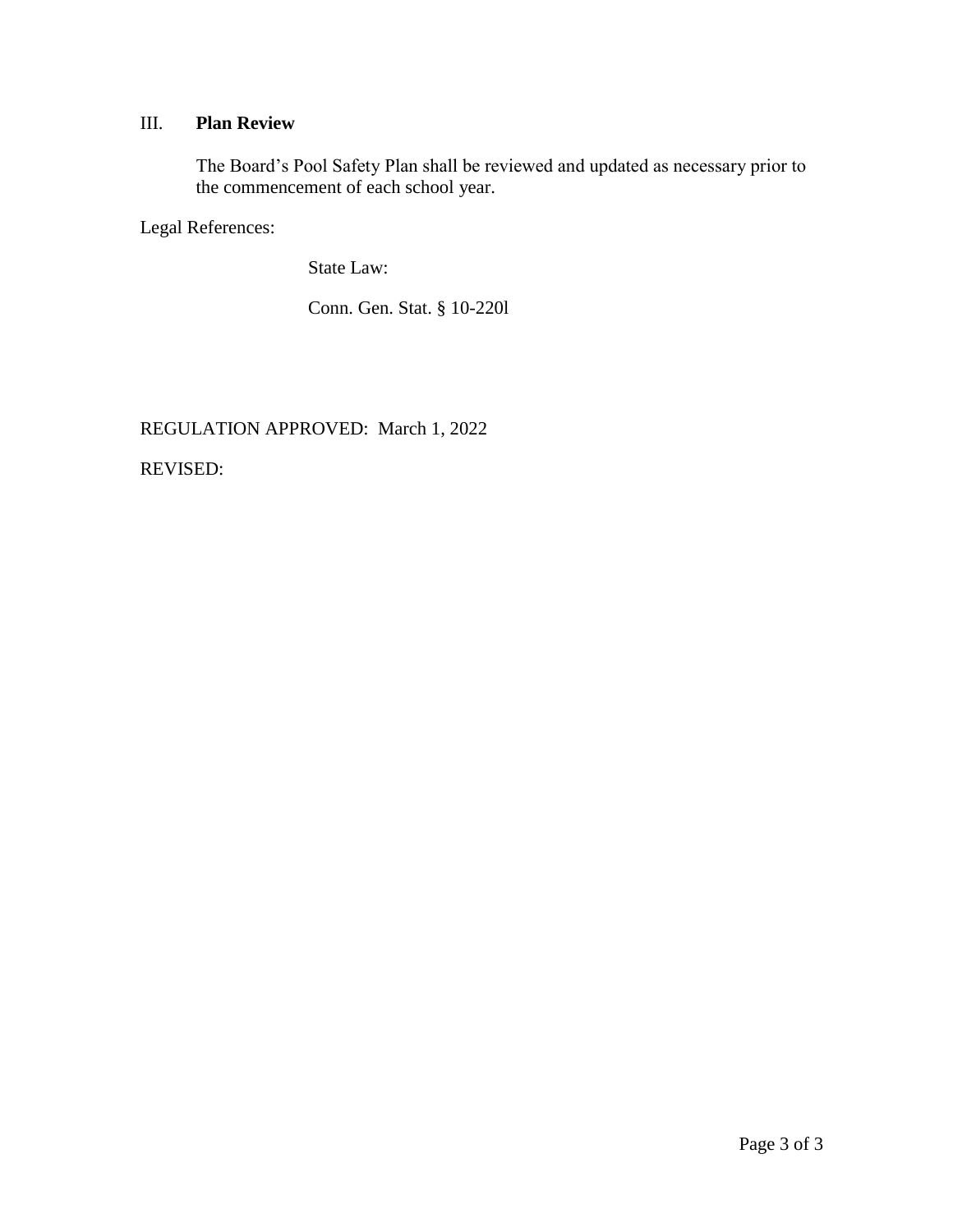## III. Plan Review

The Board's Pool Safety Plan shall be reviewed and updated as necessary prior to the commencement of each school year.

Legal References:

State Law:

Conn. Gen. Stat. § 10-220l

REGULATION APPROVED: March 1, 2022

REVISED: